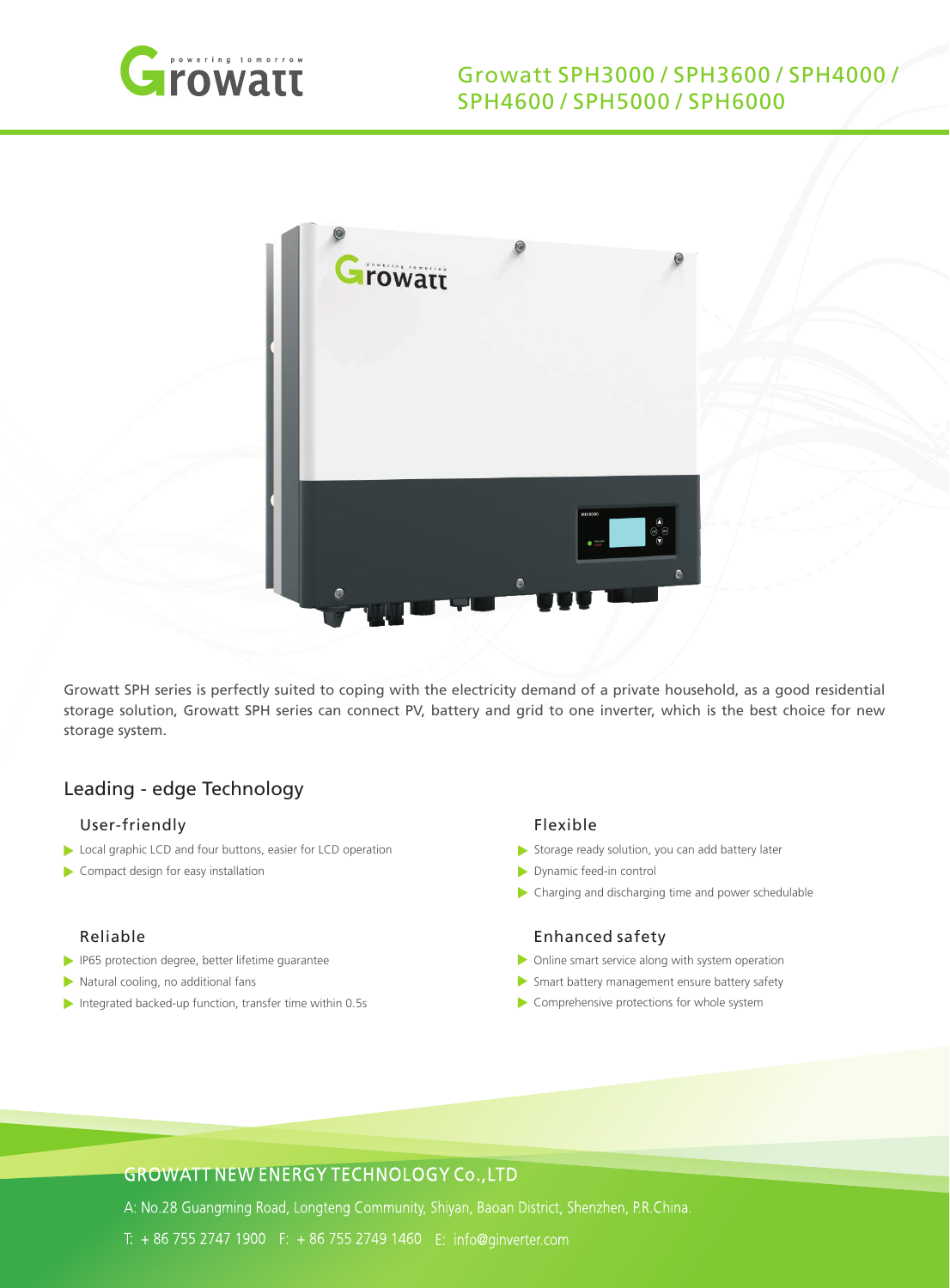# Growatt SPH3000 / SPH3600 / SPH4000 / SPH4600 / SPH5000 / SPH6000

Growatt SPH series is perfectly suited to coping with the electricity demand of a private household, as a good residential storage solution, Growatt SPH series can connect PV, battery and grid to one inverter, which is the best choice for new storage system.

## Leading - edge Technology

### User-friendly

- Local graphic LCD and four buttons, easier for LCD operation
- Compact design for easy installation

### Reliable

- IP65 protection degree, better lifetime guarantee
- Natural cooling, no additional fans
- Integrated backed-up function, transfer time within 0.5s

### Flexible

- Storage ready solution, you can add battery later
- Dynamic feed-in control
- Charging and discharging time and power schedulable

### Enhanced safety

- Online smart service along with system operation
- Smart battery management ensure battery safety
- Comprehensive protections for whole system

**GROWATT NEW ENERGY TECHNOLOGY Co.,LTD**

A: No.28 Guangming Road, Longteng Community, Shiyan, Baoan District, Shenzhen, P.R.China.

T: + 86 755 2747 1900 F: + 86 755 2749 1460 E: info@ginverter.com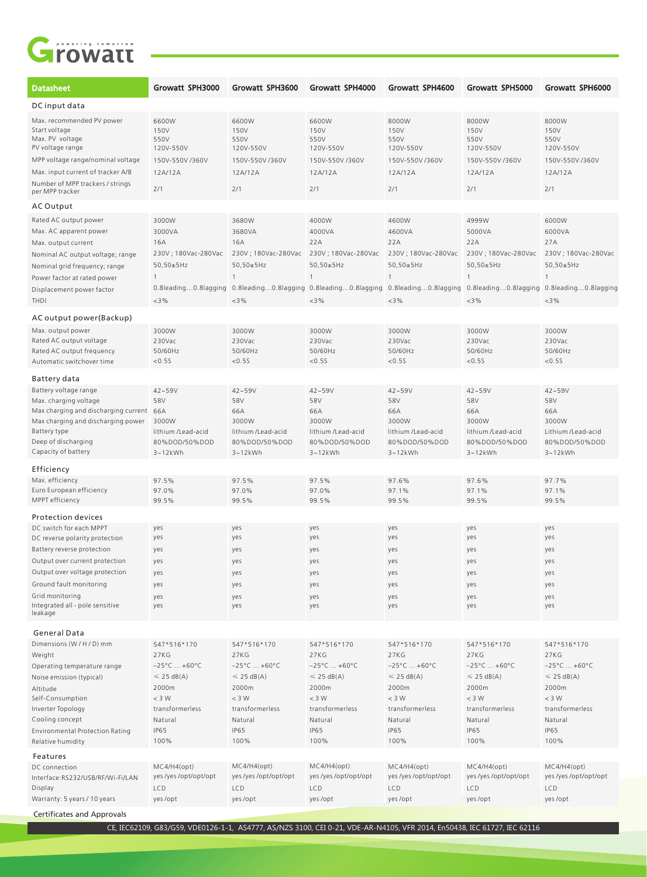Growatt powering tomorrow

| Datasheet | Growatt SPH3000 | Growatt SPH3600 | Growatt SPH4000 | Growatt SPH4600 | Growatt SPH5000 | Growatt SPH6000 |
|---|---|---|---|---|---|---|
| **DC input data** | | | | | | |
| Max. recommended PV power | 6600W | 6600W | 6600W | 8000W | 8000W | 8000W |
| Start voltage | 150V | 150V | 150V | 150V | 150V | 150V |
| Max. PV voltage | 550V | 550V | 550V | 550V | 550V | 550V |
| PV voltage range | 120V-550V | 120V-550V | 120V-550V | 120V-550V | 120V-550V | 120V-550V |
| MPP voltage range/nominal voltage | 150V-550V /360V | 150V-550V /360V | 150V-550V /360V | 150V-550V /360V | 150V-550V /360V | 150V-550V /360V |
| Max. input current of tracker A/B | 12A/12A | 12A/12A | 12A/12A | 12A/12A | 12A/12A | 12A/12A |
| Number of MPP trackers / strings per MPP tracker | 2/1 | 2/1 | 2/1 | 2/1 | 2/1 | 2/1 |
| **AC Output** | | | | | | |
| Rated AC output power | 3000W | 3680W | 4000W | 4600W | 4999W | 6000W |
| Max. AC apparent power | 3000VA | 3680VA | 4000VA | 4600VA | 5000VA | 6000VA |
| Max. output current | 16A | 16A | 22A | 22A | 22A | 27A |
| Nominal AC output voltage; range | 230V ; 180Vac-280Vac | 230V ; 180Vac-280Vac | 230V ; 180Vac-280Vac | 230V ; 180Vac-280Vac | 230V ; 180Vac-280Vac | 230V ; 180Vac-280Vac |
| Nominal grid frequency; range | 50,50±5Hz | 50,50±5Hz | 50,50±5Hz | 50,50±5Hz | 50,50±5Hz | 50,50±5Hz |
| Power factor at rated power | 1 | 1 | 1 | 1 | 1 | 1 |
| Displacement power factor | 0.8leading…0.8lagging | 0.8leading…0.8lagging | 0.8leading…0.8lagging | 0.8leading…0.8lagging | 0.8leading…0.8lagging | 0.8leading…0.8lagging |
| THDI | <3% | <3% | <3% | <3% | <3% | <3% |
| **AC output power(Backup)** | | | | | | |
| Max. output power | 3000W | 3000W | 3000W | 3000W | 3000W | 3000W |
| Rated AC output voltage | 230Vac | 230Vac | 230Vac | 230Vac | 230Vac | 230Vac |
| Rated AC output frequency | 50/60Hz | 50/60Hz | 50/60Hz | 50/60Hz | 50/60Hz | 50/60Hz |
| Automatic switchover time | <0.5S | <0.5S | <0.5S | <0.5S | <0.5S | <0.5S |
| **Battery data** | | | | | | |
| Battery voltage range | 42~59V | 42~59V | 42~59V | 42~59V | 42~59V | 42~59V |
| Max. charging voltage | 58V | 58V | 58V | 58V | 58V | 58V |
| Max charging and discharging current | 66A | 66A | 66A | 66A | 66A | 66A |
| Max charging and discharging power | 3000W | 3000W | 3000W | 3000W | 3000W | 3000W |
| Battery type | lithium /Lead-acid | lithium /Lead-acid | lithium /Lead-acid | lithium /Lead-acid | lithium /Lead-acid | Lithium /Lead-acid |
| Deep of discharging | 80%DOD/50%DOD | 80%DOD/50%DOD | 80%DOD/50%DOD | 80%DOD/50%DOD | 80%DOD/50%DOD | 80%DOD/50%DOD |
| Capacity of battery | 3~12kWh | 3~12kWh | 3~12kWh | 3~12kWh | 3~12kWh | 3~12kWh |
| **Efficiency** | | | | | | |
| Max. efficiency | 97.5% | 97.5% | 97.5% | 97.6% | 97.6% | 97.7% |
| Euro European efficiency | 97.0% | 97.0% | 97.0% | 97.1% | 97.1% | 97.1% |
| MPPT efficiency | 99.5% | 99.5% | 99.5% | 99.5% | 99.5% | 99.5% |
| **Protection devices** | | | | | | |
| DC switch for each MPPT | yes | yes | yes | yes | yes | yes |
| DC reverse polarity protection | yes | yes | yes | yes | yes | yes |
| Battery reverse protection | yes | yes | yes | yes | yes | yes |
| Output over current protection | yes | yes | yes | yes | yes | yes |
| Output over voltage protection | yes | yes | yes | yes | yes | yes |
| Ground fault monitoring | yes | yes | yes | yes | yes | yes |
| Grid monitoring | yes | yes | yes | yes | yes | yes |
| Integrated all - pole sensitive leakage | yes | yes | yes | yes | yes | yes |
| **General Data** | | | | | | |
| Dimensions (W / H / D) mm | 547*516*170 | 547*516*170 | 547*516*170 | 547*516*170 | 547*516*170 | 547*516*170 |
| Weight | 27KG | 27KG | 27KG | 27KG | 27KG | 27KG |
| Operating temperature range | –25°C … +60°C | –25°C … +60°C | –25°C … +60°C | –25°C … +60°C | –25°C … +60°C | –25°C … +60°C |
| Noise emission (typical) | ≤ 25 dB(A) | ≤ 25 dB(A) | ≤ 25 dB(A) | ≤ 25 dB(A) | ≤ 25 dB(A) | ≤ 25 dB(A) |
| Altitude | 2000m | 2000m | 2000m | 2000m | 2000m | 2000m |
| Self-Consumption | < 3 W | < 3 W | < 3 W | < 3 W | < 3 W | < 3 W |
| Inverter Topology | transformerless | transformerless | transformerless | transformerless | transformerless | transformerless |
| Cooling concept | Natural | Natural | Natural | Natural | Natural | Natural |
| Environmental Protection Rating | IP65 | IP65 | IP65 | IP65 | IP65 | IP65 |
| Relative humidity | 100% | 100% | 100% | 100% | 100% | 100% |
| **Features** | | | | | | |
| DC connection | MC4/H4(opt) | MC4/H4(opt) | MC4/H4(opt) | MC4/H4(opt) | MC4/H4(opt) | MC4/H4(opt) |
| Interface:RS232/USB/RF/Wi-Fi/LAN | yes /yes /opt/opt/opt | yes /yes /opt/opt/opt | yes /yes /opt/opt/opt | yes /yes /opt/opt/opt | yes /yes /opt/opt/opt | yes /yes /opt/opt/opt |
| Display | LCD | LCD | LCD | LCD | LCD | LCD |
| Warranty: 5 years / 10 years | yes /opt | yes /opt | yes /opt | yes /opt | yes /opt | yes /opt |

**Certificates and Approvals**

CE, IEC62109, G83/G59, VDE0126-1-1, AS4777, AS/NZS 3100, CEI 0-21, VDE-AR-N4105, VFR 2014, En50438, IEC 61727, IEC 62116